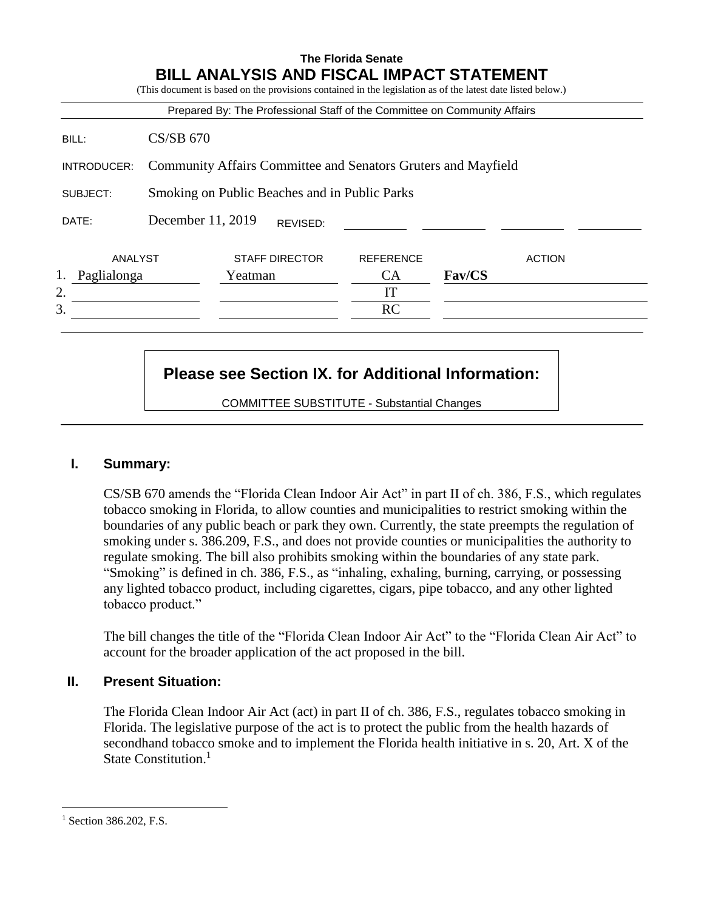**The Florida Senate**

# BILL ANALYSIS AND FISCAL IMPACT STATEMENT

(This document is based on the provisions contained in the legislation as of the latest date listed below.)

Prepared By: The Professional Staff of the Committee on Community Affairs

| | |
|---|---|
| BILL: | CS/SB 670 |
| INTRODUCER: | Community Affairs Committee and Senators Gruters and Mayfield |
| SUBJECT: | Smoking on Public Beaches and in Public Parks |
| DATE: | December 11, 2019 REVISED: |

| | ANALYST | STAFF DIRECTOR | REFERENCE | ACTION |
|---|---|---|---|---|
| 1. | Paglialonga | Yeatman | CA | **Fav/CS** |
| 2. | | | IT | |
| 3. | | | RC | |

**Please see Section IX. for Additional Information:**

COMMITTEE SUBSTITUTE - Substantial Changes

## I. Summary:

CS/SB 670 amends the "Florida Clean Indoor Air Act" in part II of ch. 386, F.S., which regulates tobacco smoking in Florida, to allow counties and municipalities to restrict smoking within the boundaries of any public beach or park they own. Currently, the state preempts the regulation of smoking under s. 386.209, F.S., and does not provide counties or municipalities the authority to regulate smoking. The bill also prohibits smoking within the boundaries of any state park. "Smoking" is defined in ch. 386, F.S., as "inhaling, exhaling, burning, carrying, or possessing any lighted tobacco product, including cigarettes, cigars, pipe tobacco, and any other lighted tobacco product."

The bill changes the title of the "Florida Clean Indoor Air Act" to the "Florida Clean Air Act" to account for the broader application of the act proposed in the bill.

## II. Present Situation:

The Florida Clean Indoor Air Act (act) in part II of ch. 386, F.S., regulates tobacco smoking in Florida. The legislative purpose of the act is to protect the public from the health hazards of secondhand tobacco smoke and to implement the Florida health initiative in s. 20, Art. X of the State Constitution.[1]

---

[1] Section 386.202, F.S.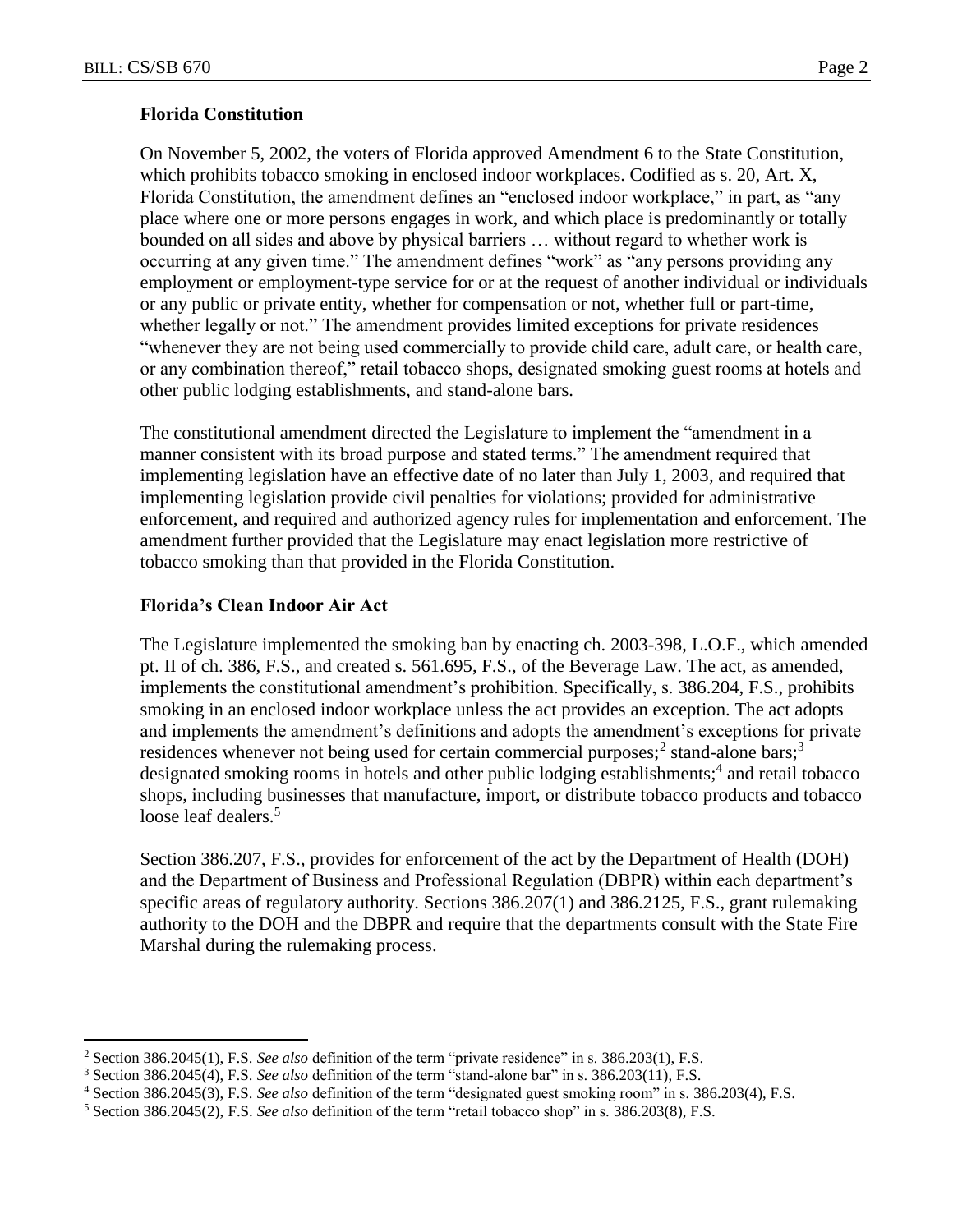### Florida Constitution

On November 5, 2002, the voters of Florida approved Amendment 6 to the State Constitution, which prohibits tobacco smoking in enclosed indoor workplaces. Codified as s. 20, Art. X, Florida Constitution, the amendment defines an "enclosed indoor workplace," in part, as "any place where one or more persons engages in work, and which place is predominantly or totally bounded on all sides and above by physical barriers … without regard to whether work is occurring at any given time." The amendment defines "work" as "any persons providing any employment or employment-type service for or at the request of another individual or individuals or any public or private entity, whether for compensation or not, whether full or part-time, whether legally or not." The amendment provides limited exceptions for private residences "whenever they are not being used commercially to provide child care, adult care, or health care, or any combination thereof," retail tobacco shops, designated smoking guest rooms at hotels and other public lodging establishments, and stand-alone bars.

The constitutional amendment directed the Legislature to implement the "amendment in a manner consistent with its broad purpose and stated terms." The amendment required that implementing legislation have an effective date of no later than July 1, 2003, and required that implementing legislation provide civil penalties for violations; provided for administrative enforcement, and required and authorized agency rules for implementation and enforcement. The amendment further provided that the Legislature may enact legislation more restrictive of tobacco smoking than that provided in the Florida Constitution.

### Florida's Clean Indoor Air Act

The Legislature implemented the smoking ban by enacting ch. 2003-398, L.O.F., which amended pt. II of ch. 386, F.S., and created s. 561.695, F.S., of the Beverage Law. The act, as amended, implements the constitutional amendment's prohibition. Specifically, s. 386.204, F.S., prohibits smoking in an enclosed indoor workplace unless the act provides an exception. The act adopts and implements the amendment's definitions and adopts the amendment's exceptions for private residences whenever not being used for certain commercial purposes;[2] stand-alone bars;[3] designated smoking rooms in hotels and other public lodging establishments;[4] and retail tobacco shops, including businesses that manufacture, import, or distribute tobacco products and tobacco loose leaf dealers.[5]

Section 386.207, F.S., provides for enforcement of the act by the Department of Health (DOH) and the Department of Business and Professional Regulation (DBPR) within each department's specific areas of regulatory authority. Sections 386.207(1) and 386.2125, F.S., grant rulemaking authority to the DOH and the DBPR and require that the departments consult with the State Fire Marshal during the rulemaking process.

---

[2] Section 386.2045(1), F.S. *See also* definition of the term "private residence" in s. 386.203(1), F.S.

[3] Section 386.2045(4), F.S. *See also* definition of the term "stand-alone bar" in s. 386.203(11), F.S.

[4] Section 386.2045(3), F.S. *See also* definition of the term "designated guest smoking room" in s. 386.203(4), F.S.

[5] Section 386.2045(2), F.S. *See also* definition of the term "retail tobacco shop" in s. 386.203(8), F.S.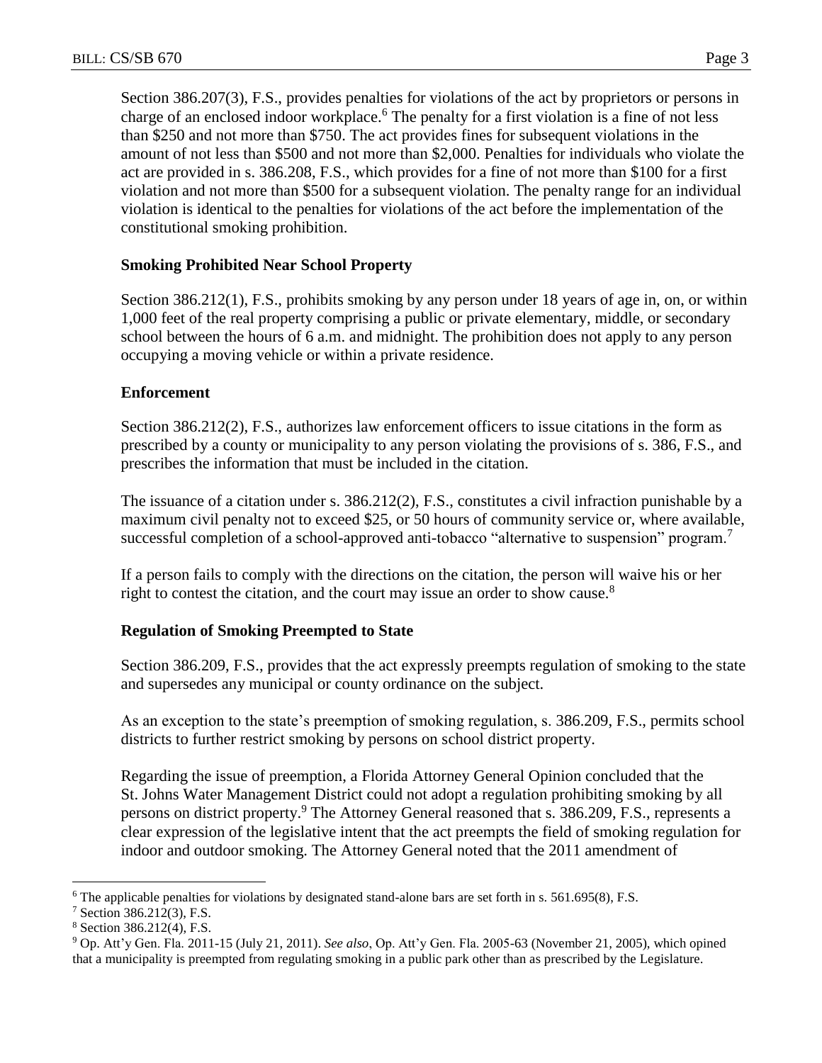Section 386.207(3), F.S., provides penalties for violations of the act by proprietors or persons in charge of an enclosed indoor workplace.[6] The penalty for a first violation is a fine of not less than $250 and not more than $750. The act provides fines for subsequent violations in the amount of not less than $500 and not more than $2,000. Penalties for individuals who violate the act are provided in s. 386.208, F.S., which provides for a fine of not more than $100 for a first violation and not more than $500 for a subsequent violation. The penalty range for an individual violation is identical to the penalties for violations of the act before the implementation of the constitutional smoking prohibition.

**Smoking Prohibited Near School Property**

Section 386.212(1), F.S., prohibits smoking by any person under 18 years of age in, on, or within 1,000 feet of the real property comprising a public or private elementary, middle, or secondary school between the hours of 6 a.m. and midnight. The prohibition does not apply to any person occupying a moving vehicle or within a private residence.

**Enforcement**

Section 386.212(2), F.S., authorizes law enforcement officers to issue citations in the form as prescribed by a county or municipality to any person violating the provisions of s. 386, F.S., and prescribes the information that must be included in the citation.

The issuance of a citation under s. 386.212(2), F.S., constitutes a civil infraction punishable by a maximum civil penalty not to exceed $25, or 50 hours of community service or, where available, successful completion of a school-approved anti-tobacco "alternative to suspension" program.[7]

If a person fails to comply with the directions on the citation, the person will waive his or her right to contest the citation, and the court may issue an order to show cause.[8]

**Regulation of Smoking Preempted to State**

Section 386.209, F.S., provides that the act expressly preempts regulation of smoking to the state and supersedes any municipal or county ordinance on the subject.

As an exception to the state's preemption of smoking regulation, s. 386.209, F.S., permits school districts to further restrict smoking by persons on school district property.

Regarding the issue of preemption, a Florida Attorney General Opinion concluded that the St. Johns Water Management District could not adopt a regulation prohibiting smoking by all persons on district property.[9] The Attorney General reasoned that s. 386.209, F.S., represents a clear expression of the legislative intent that the act preempts the field of smoking regulation for indoor and outdoor smoking. The Attorney General noted that the 2011 amendment of

---

[6] The applicable penalties for violations by designated stand-alone bars are set forth in s. 561.695(8), F.S.

[7] Section 386.212(3), F.S.

[8] Section 386.212(4), F.S.

[9] Op. Att'y Gen. Fla. 2011-15 (July 21, 2011). *See also*, Op. Att'y Gen. Fla. 2005-63 (November 21, 2005), which opined that a municipality is preempted from regulating smoking in a public park other than as prescribed by the Legislature.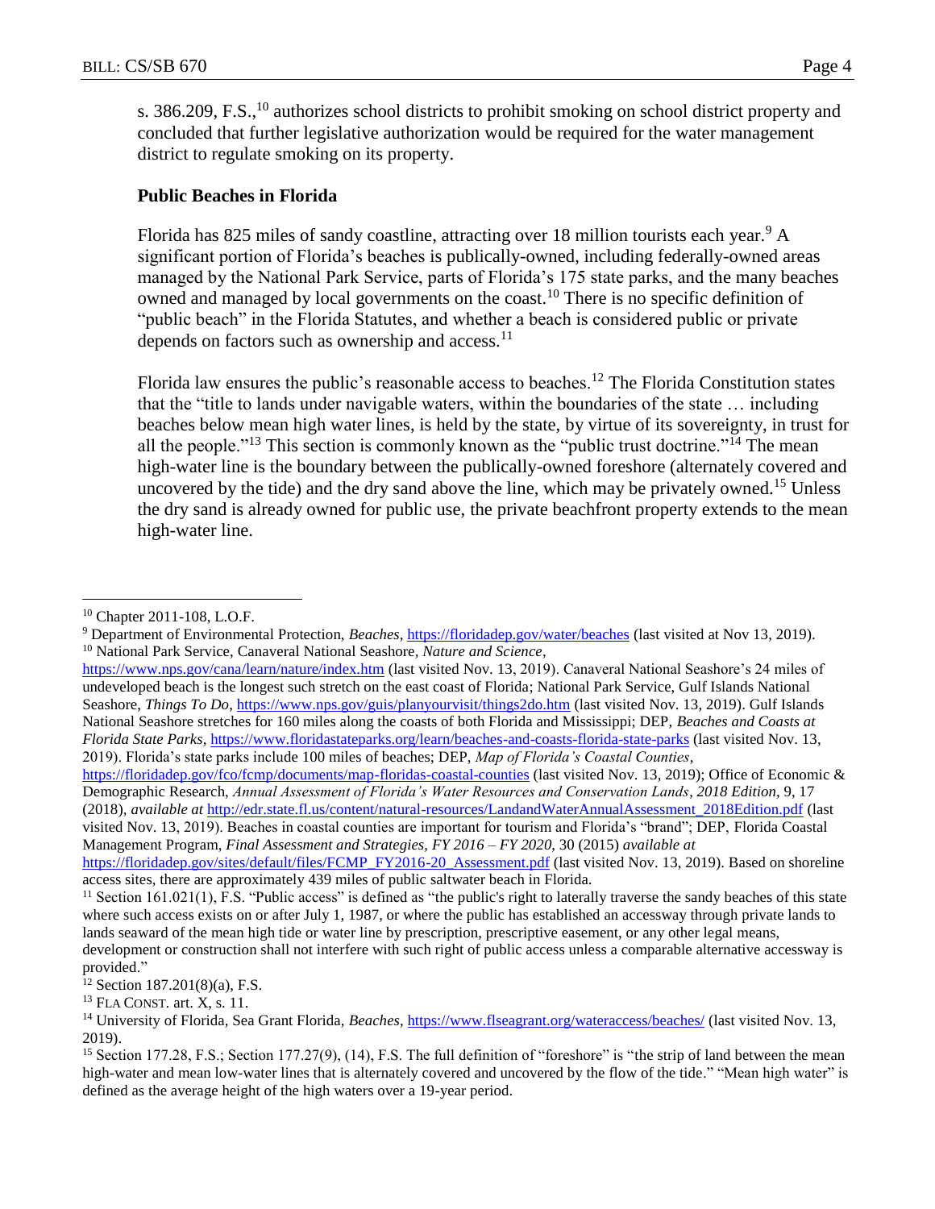s. 386.209, F.S.,[10] authorizes school districts to prohibit smoking on school district property and concluded that further legislative authorization would be required for the water management district to regulate smoking on its property.

**Public Beaches in Florida**

Florida has 825 miles of sandy coastline, attracting over 18 million tourists each year.[9] A significant portion of Florida's beaches is publically-owned, including federally-owned areas managed by the National Park Service, parts of Florida's 175 state parks, and the many beaches owned and managed by local governments on the coast.[10] There is no specific definition of "public beach" in the Florida Statutes, and whether a beach is considered public or private depends on factors such as ownership and access.[11]

Florida law ensures the public's reasonable access to beaches.[12] The Florida Constitution states that the "title to lands under navigable waters, within the boundaries of the state … including beaches below mean high water lines, is held by the state, by virtue of its sovereignty, in trust for all the people."[13] This section is commonly known as the "public trust doctrine."[14] The mean high-water line is the boundary between the publically-owned foreshore (alternately covered and uncovered by the tide) and the dry sand above the line, which may be privately owned.[15] Unless the dry sand is already owned for public use, the private beachfront property extends to the mean high-water line.

---

[10] Chapter 2011-108, L.O.F.

[9] Department of Environmental Protection, *Beaches*, https://floridadep.gov/water/beaches (last visited at Nov 13, 2019).

[10] National Park Service, Canaveral National Seashore, *Nature and Science*, https://www.nps.gov/cana/learn/nature/index.htm (last visited Nov. 13, 2019). Canaveral National Seashore's 24 miles of undeveloped beach is the longest such stretch on the east coast of Florida; National Park Service, Gulf Islands National Seashore, *Things To Do*, https://www.nps.gov/guis/planyourvisit/things2do.htm (last visited Nov. 13, 2019). Gulf Islands National Seashore stretches for 160 miles along the coasts of both Florida and Mississippi; DEP, *Beaches and Coasts at Florida State Parks*, https://www.floridastateparks.org/learn/beaches-and-coasts-florida-state-parks (last visited Nov. 13, 2019). Florida's state parks include 100 miles of beaches; DEP, *Map of Florida's Coastal Counties*, https://floridadep.gov/fco/fcmp/documents/map-floridas-coastal-counties (last visited Nov. 13, 2019); Office of Economic & Demographic Research, *Annual Assessment of Florida's Water Resources and Conservation Lands*, *2018 Edition*, 9, 17 (2018), *available at* http://edr.state.fl.us/content/natural-resources/LandandWaterAnnualAssessment_2018Edition.pdf (last visited Nov. 13, 2019). Beaches in coastal counties are important for tourism and Florida's "brand"; DEP, Florida Coastal Management Program, *Final Assessment and Strategies*, *FY 2016 – FY 2020*, 30 (2015) *available at* https://floridadep.gov/sites/default/files/FCMP_FY2016-20_Assessment.pdf (last visited Nov. 13, 2019). Based on shoreline access sites, there are approximately 439 miles of public saltwater beach in Florida.

[11] Section 161.021(1), F.S. "Public access" is defined as "the public's right to laterally traverse the sandy beaches of this state where such access exists on or after July 1, 1987, or where the public has established an accessway through private lands to lands seaward of the mean high tide or water line by prescription, prescriptive easement, or any other legal means, development or construction shall not interfere with such right of public access unless a comparable alternative accessway is provided."

[12] Section 187.201(8)(a), F.S.

[13] FLA CONST. art. X, s. 11.

[14] University of Florida, Sea Grant Florida, *Beaches*, https://www.flseagrant.org/wateraccess/beaches/ (last visited Nov. 13, 2019).

[15] Section 177.28, F.S.; Section 177.27(9), (14), F.S. The full definition of "foreshore" is "the strip of land between the mean high-water and mean low-water lines that is alternately covered and uncovered by the flow of the tide." "Mean high water" is defined as the average height of the high waters over a 19-year period.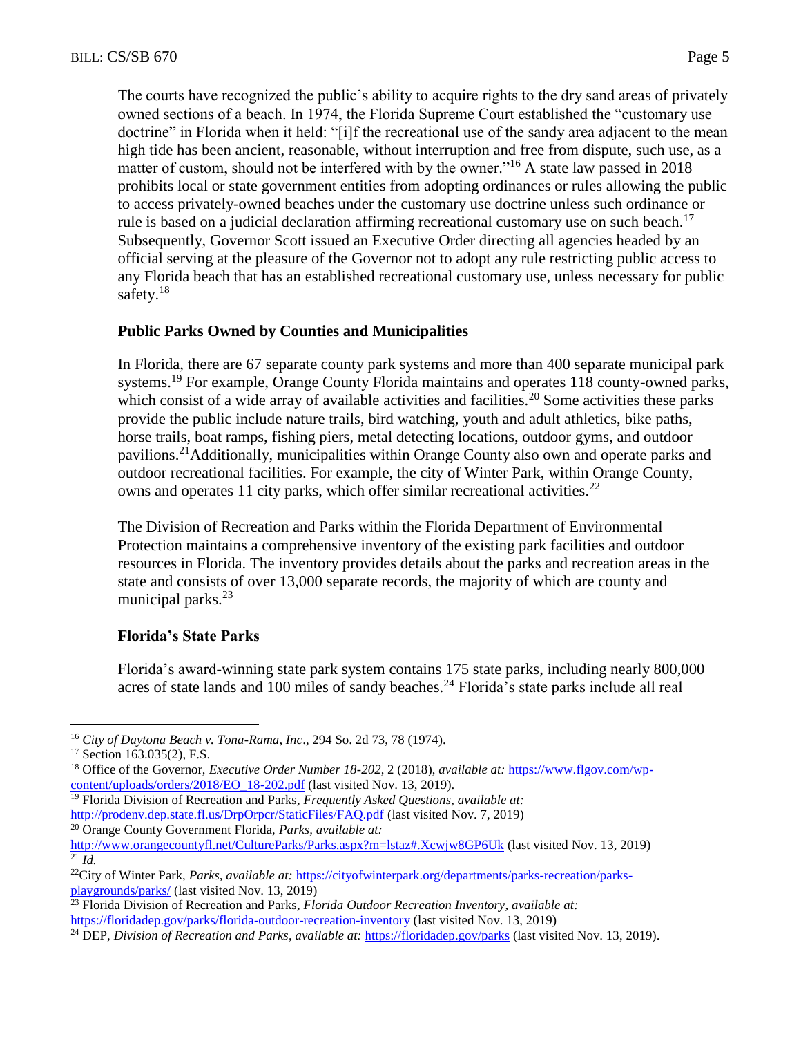The courts have recognized the public's ability to acquire rights to the dry sand areas of privately owned sections of a beach. In 1974, the Florida Supreme Court established the "customary use doctrine" in Florida when it held: "[i]f the recreational use of the sandy area adjacent to the mean high tide has been ancient, reasonable, without interruption and free from dispute, such use, as a matter of custom, should not be interfered with by the owner."[16] A state law passed in 2018 prohibits local or state government entities from adopting ordinances or rules allowing the public to access privately-owned beaches under the customary use doctrine unless such ordinance or rule is based on a judicial declaration affirming recreational customary use on such beach.[17] Subsequently, Governor Scott issued an Executive Order directing all agencies headed by an official serving at the pleasure of the Governor not to adopt any rule restricting public access to any Florida beach that has an established recreational customary use, unless necessary for public safety.[18]

**Public Parks Owned by Counties and Municipalities**

In Florida, there are 67 separate county park systems and more than 400 separate municipal park systems.[19] For example, Orange County Florida maintains and operates 118 county-owned parks, which consist of a wide array of available activities and facilities.[20] Some activities these parks provide the public include nature trails, bird watching, youth and adult athletics, bike paths, horse trails, boat ramps, fishing piers, metal detecting locations, outdoor gyms, and outdoor pavilions.[21] Additionally, municipalities within Orange County also own and operate parks and outdoor recreational facilities. For example, the city of Winter Park, within Orange County, owns and operates 11 city parks, which offer similar recreational activities.[22]

The Division of Recreation and Parks within the Florida Department of Environmental Protection maintains a comprehensive inventory of the existing park facilities and outdoor resources in Florida. The inventory provides details about the parks and recreation areas in the state and consists of over 13,000 separate records, the majority of which are county and municipal parks.[23]

**Florida's State Parks**

Florida's award-winning state park system contains 175 state parks, including nearly 800,000 acres of state lands and 100 miles of sandy beaches.[24] Florida's state parks include all real

---

[16] *City of Daytona Beach v. Tona-Rama, Inc*., 294 So. 2d 73, 78 (1974).

[17] Section 163.035(2), F.S.

[18] Office of the Governor, *Executive Order Number 18-202*, 2 (2018), *available at:* https://www.flgov.com/wp-content/uploads/orders/2018/EO_18-202.pdf (last visited Nov. 13, 2019).

[19] Florida Division of Recreation and Parks, *Frequently Asked Questions*, *available at:* http://prodenv.dep.state.fl.us/DrpOrpcr/StaticFiles/FAQ.pdf (last visited Nov. 7, 2019)

[20] Orange County Government Florida, *Parks*, *available at:* http://www.orangecountyfl.net/CultureParks/Parks.aspx?m=lstaz#.Xcwjw8GP6Uk (last visited Nov. 13, 2019)

[21] *Id.*

[22] City of Winter Park, *Parks*, *available at:* https://cityofwinterpark.org/departments/parks-recreation/parks-playgrounds/parks/ (last visited Nov. 13, 2019)

[23] Florida Division of Recreation and Parks, *Florida Outdoor Recreation Inventory*, *available at:* https://floridadep.gov/parks/florida-outdoor-recreation-inventory (last visited Nov. 13, 2019)

[24] DEP, *Division of Recreation and Parks*, *available at:* https://floridadep.gov/parks (last visited Nov. 13, 2019).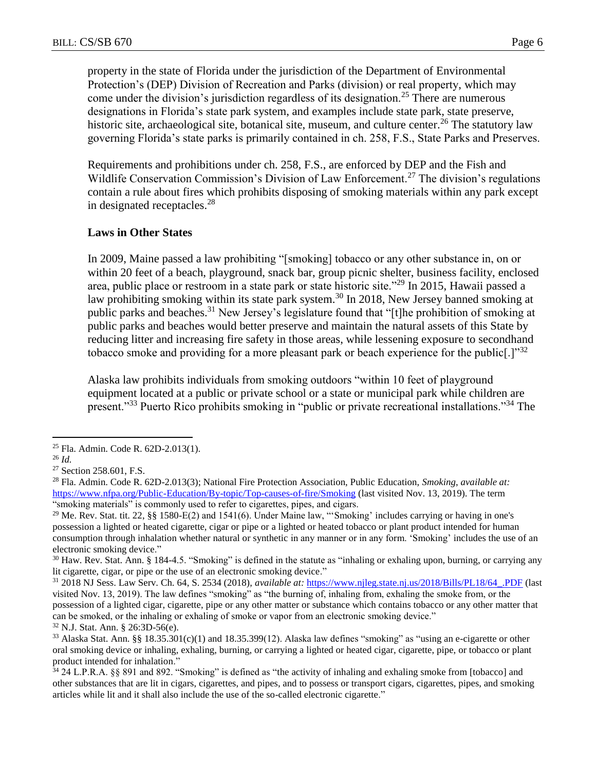property in the state of Florida under the jurisdiction of the Department of Environmental Protection's (DEP) Division of Recreation and Parks (division) or real property, which may come under the division's jurisdiction regardless of its designation.[25] There are numerous designations in Florida's state park system, and examples include state park, state preserve, historic site, archaeological site, botanical site, museum, and culture center.[26] The statutory law governing Florida's state parks is primarily contained in ch. 258, F.S., State Parks and Preserves.

Requirements and prohibitions under ch. 258, F.S., are enforced by DEP and the Fish and Wildlife Conservation Commission's Division of Law Enforcement.[27] The division's regulations contain a rule about fires which prohibits disposing of smoking materials within any park except in designated receptacles.[28]

**Laws in Other States**

In 2009, Maine passed a law prohibiting "[smoking] tobacco or any other substance in, on or within 20 feet of a beach, playground, snack bar, group picnic shelter, business facility, enclosed area, public place or restroom in a state park or state historic site."[29] In 2015, Hawaii passed a law prohibiting smoking within its state park system.[30] In 2018, New Jersey banned smoking at public parks and beaches.[31] New Jersey's legislature found that "[t]he prohibition of smoking at public parks and beaches would better preserve and maintain the natural assets of this State by reducing litter and increasing fire safety in those areas, while lessening exposure to secondhand tobacco smoke and providing for a more pleasant park or beach experience for the public[.]"[32]

Alaska law prohibits individuals from smoking outdoors "within 10 feet of playground equipment located at a public or private school or a state or municipal park while children are present."[33] Puerto Rico prohibits smoking in "public or private recreational installations."[34] The

---

[25] Fla. Admin. Code R. 62D-2.013(1).

[26] *Id.*

[27] Section 258.601, F.S.

[28] Fla. Admin. Code R. 62D-2.013(3); National Fire Protection Association, Public Education, *Smoking*, *available at:* https://www.nfpa.org/Public-Education/By-topic/Top-causes-of-fire/Smoking (last visited Nov. 13, 2019). The term "smoking materials" is commonly used to refer to cigarettes, pipes, and cigars.

[29] Me. Rev. Stat. tit. 22, §§ 1580-E(2) and 1541(6). Under Maine law, "'Smoking' includes carrying or having in one's possession a lighted or heated cigarette, cigar or pipe or a lighted or heated tobacco or plant product intended for human consumption through inhalation whether natural or synthetic in any manner or in any form. 'Smoking' includes the use of an electronic smoking device."

[30] Haw. Rev. Stat. Ann. § 184-4.5. "Smoking" is defined in the statute as "inhaling or exhaling upon, burning, or carrying any lit cigarette, cigar, or pipe or the use of an electronic smoking device."

[31] 2018 NJ Sess. Law Serv. Ch. 64, S. 2534 (2018), *available at:* https://www.njleg.state.nj.us/2018/Bills/PL18/64_.PDF (last visited Nov. 13, 2019). The law defines "smoking" as "the burning of, inhaling from, exhaling the smoke from, or the possession of a lighted cigar, cigarette, pipe or any other matter or substance which contains tobacco or any other matter that can be smoked, or the inhaling or exhaling of smoke or vapor from an electronic smoking device."

[32] N.J. Stat. Ann. § 26:3D-56(e).

[33] Alaska Stat. Ann. §§ 18.35.301(c)(1) and 18.35.399(12). Alaska law defines "smoking" as "using an e-cigarette or other oral smoking device or inhaling, exhaling, burning, or carrying a lighted or heated cigar, cigarette, pipe, or tobacco or plant product intended for inhalation."

[34] 24 L.P.R.A. §§ 891 and 892. "Smoking" is defined as "the activity of inhaling and exhaling smoke from [tobacco] and other substances that are lit in cigars, cigarettes, and pipes, and to possess or transport cigars, cigarettes, pipes, and smoking articles while lit and it shall also include the use of the so-called electronic cigarette."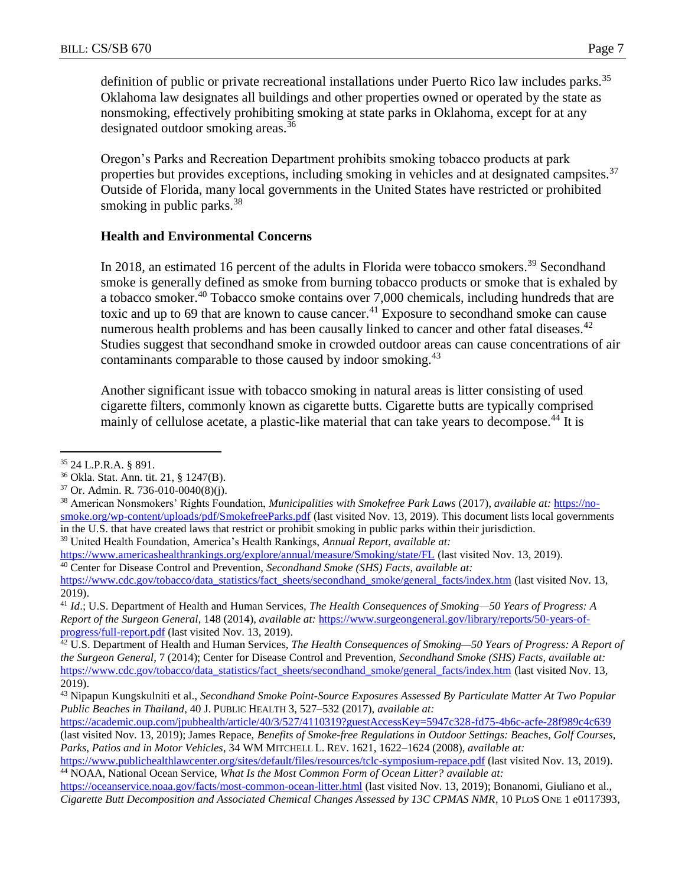definition of public or private recreational installations under Puerto Rico law includes parks.[35] Oklahoma law designates all buildings and other properties owned or operated by the state as nonsmoking, effectively prohibiting smoking at state parks in Oklahoma, except for at any designated outdoor smoking areas.[36]

Oregon's Parks and Recreation Department prohibits smoking tobacco products at park properties but provides exceptions, including smoking in vehicles and at designated campsites.[37] Outside of Florida, many local governments in the United States have restricted or prohibited smoking in public parks.[38]

### Health and Environmental Concerns

In 2018, an estimated 16 percent of the adults in Florida were tobacco smokers.[39] Secondhand smoke is generally defined as smoke from burning tobacco products or smoke that is exhaled by a tobacco smoker.[40] Tobacco smoke contains over 7,000 chemicals, including hundreds that are toxic and up to 69 that are known to cause cancer.[41] Exposure to secondhand smoke can cause numerous health problems and has been causally linked to cancer and other fatal diseases.[42] Studies suggest that secondhand smoke in crowded outdoor areas can cause concentrations of air contaminants comparable to those caused by indoor smoking.[43]

Another significant issue with tobacco smoking in natural areas is litter consisting of used cigarette filters, commonly known as cigarette butts. Cigarette butts are typically comprised mainly of cellulose acetate, a plastic-like material that can take years to decompose.[44] It is

---

[35] 24 L.P.R.A. § 891.

[36] Okla. Stat. Ann. tit. 21, § 1247(B).

[37] Or. Admin. R. 736-010-0040(8)(j).

[38] American Nonsmokers' Rights Foundation, *Municipalities with Smokefree Park Laws* (2017), *available at:* https://no-smoke.org/wp-content/uploads/pdf/SmokefreeParks.pdf (last visited Nov. 13, 2019). This document lists local governments in the U.S. that have created laws that restrict or prohibit smoking in public parks within their jurisdiction.

[39] United Health Foundation, America's Health Rankings, *Annual Report*, *available at:* https://www.americashealthrankings.org/explore/annual/measure/Smoking/state/FL (last visited Nov. 13, 2019).

[40] Center for Disease Control and Prevention, *Secondhand Smoke (SHS) Facts*, *available at:* https://www.cdc.gov/tobacco/data_statistics/fact_sheets/secondhand_smoke/general_facts/index.htm (last visited Nov. 13, 2019).

[41] *Id*.; U.S. Department of Health and Human Services, *The Health Consequences of Smoking—50 Years of Progress: A Report of the Surgeon General*, 148 (2014), *available at:* https://www.surgeongeneral.gov/library/reports/50-years-of-progress/full-report.pdf (last visited Nov. 13, 2019).

[42] U.S. Department of Health and Human Services, *The Health Consequences of Smoking—50 Years of Progress: A Report of the Surgeon General*, 7 (2014); Center for Disease Control and Prevention, *Secondhand Smoke (SHS) Facts*, *available at:* https://www.cdc.gov/tobacco/data_statistics/fact_sheets/secondhand_smoke/general_facts/index.htm (last visited Nov. 13, 2019).

[43] Nipapun Kungskulniti et al., *Secondhand Smoke Point-Source Exposures Assessed By Particulate Matter At Two Popular Public Beaches in Thailand*, 40 J. PUBLIC HEALTH 3, 527–532 (2017), *available at:* https://academic.oup.com/jpubhealth/article/40/3/527/4110319?guestAccessKey=5947c328-fd75-4b6c-acfe-28f989c4c639 (last visited Nov. 13, 2019); James Repace, *Benefits of Smoke-free Regulations in Outdoor Settings: Beaches, Golf Courses, Parks, Patios and in Motor Vehicles*, 34 WM MITCHELL L. REV. 1621, 1622–1624 (2008), *available at:* https://www.publichealthlawcenter.org/sites/default/files/resources/tclc-symposium-repace.pdf (last visited Nov. 13, 2019).

[44] NOAA, National Ocean Service, *What Is the Most Common Form of Ocean Litter? available at:* https://oceanservice.noaa.gov/facts/most-common-ocean-litter.html (last visited Nov. 13, 2019); Bonanomi, Giuliano et al., *Cigarette Butt Decomposition and Associated Chemical Changes Assessed by 13C CPMAS NMR*, 10 PLOS ONE 1 e0117393,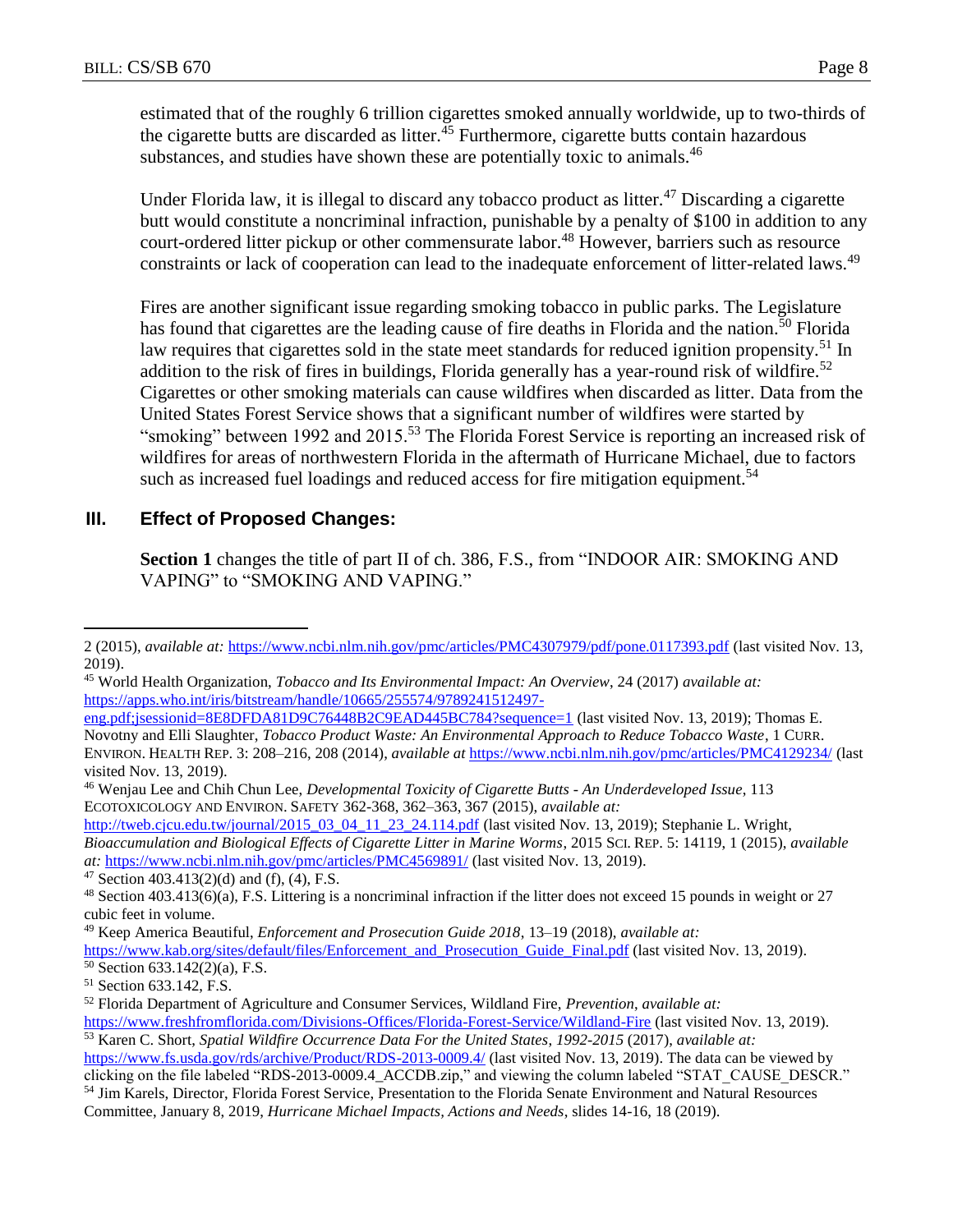estimated that of the roughly 6 trillion cigarettes smoked annually worldwide, up to two-thirds of the cigarette butts are discarded as litter.[45] Furthermore, cigarette butts contain hazardous substances, and studies have shown these are potentially toxic to animals.[46]

Under Florida law, it is illegal to discard any tobacco product as litter.[47] Discarding a cigarette butt would constitute a noncriminal infraction, punishable by a penalty of $100 in addition to any court-ordered litter pickup or other commensurate labor.[48] However, barriers such as resource constraints or lack of cooperation can lead to the inadequate enforcement of litter-related laws.[49]

Fires are another significant issue regarding smoking tobacco in public parks. The Legislature has found that cigarettes are the leading cause of fire deaths in Florida and the nation.[50] Florida law requires that cigarettes sold in the state meet standards for reduced ignition propensity.[51] In addition to the risk of fires in buildings, Florida generally has a year-round risk of wildfire.[52] Cigarettes or other smoking materials can cause wildfires when discarded as litter. Data from the United States Forest Service shows that a significant number of wildfires were started by "smoking" between 1992 and 2015.[53] The Florida Forest Service is reporting an increased risk of wildfires for areas of northwestern Florida in the aftermath of Hurricane Michael, due to factors such as increased fuel loadings and reduced access for fire mitigation equipment.[54]

## III. Effect of Proposed Changes:

**Section 1** changes the title of part II of ch. 386, F.S., from "INDOOR AIR: SMOKING AND VAPING" to "SMOKING AND VAPING."

---

2 (2015), *available at:* https://www.ncbi.nlm.nih.gov/pmc/articles/PMC4307979/pdf/pone.0117393.pdf (last visited Nov. 13, 2019).

[45] World Health Organization, *Tobacco and Its Environmental Impact: An Overview*, 24 (2017) *available at:* https://apps.who.int/iris/bitstream/handle/10665/255574/9789241512497-eng.pdf;jsessionid=8E8DFDA81D9C76448B2C9EAD445BC784?sequence=1 (last visited Nov. 13, 2019); Thomas E. Novotny and Elli Slaughter, *Tobacco Product Waste: An Environmental Approach to Reduce Tobacco Waste*, 1 CURR. ENVIRON. HEALTH REP. 3: 208–216, 208 (2014), *available at* https://www.ncbi.nlm.nih.gov/pmc/articles/PMC4129234/ (last visited Nov. 13, 2019).

[46] Wenjau Lee and Chih Chun Lee, *Developmental Toxicity of Cigarette Butts - An Underdeveloped Issue*, 113 ECOTOXICOLOGY AND ENVIRON. SAFETY 362-368, 362–363, 367 (2015), *available at:* http://tweb.cjcu.edu.tw/journal/2015_03_04_11_23_24.114.pdf (last visited Nov. 13, 2019); Stephanie L. Wright, *Bioaccumulation and Biological Effects of Cigarette Litter in Marine Worms*, 2015 SCI. REP. 5: 14119, 1 (2015), *available at:* https://www.ncbi.nlm.nih.gov/pmc/articles/PMC4569891/ (last visited Nov. 13, 2019).

[47] Section 403.413(2)(d) and (f), (4), F.S.

[48] Section 403.413(6)(a), F.S. Littering is a noncriminal infraction if the litter does not exceed 15 pounds in weight or 27 cubic feet in volume.

[49] Keep America Beautiful, *Enforcement and Prosecution Guide 2018*, 13–19 (2018), *available at:* https://www.kab.org/sites/default/files/Enforcement_and_Prosecution_Guide_Final.pdf (last visited Nov. 13, 2019).

[50] Section 633.142(2)(a), F.S.

[51] Section 633.142, F.S.

[52] Florida Department of Agriculture and Consumer Services, Wildland Fire, *Prevention*, *available at:* https://www.freshfromflorida.com/Divisions-Offices/Florida-Forest-Service/Wildland-Fire (last visited Nov. 13, 2019).

[53] Karen C. Short, *Spatial Wildfire Occurrence Data For the United States, 1992-2015* (2017), *available at:* https://www.fs.usda.gov/rds/archive/Product/RDS-2013-0009.4/ (last visited Nov. 13, 2019). The data can be viewed by clicking on the file labeled "RDS-2013-0009.4_ACCDB.zip," and viewing the column labeled "STAT_CAUSE_DESCR."

[54] Jim Karels, Director, Florida Forest Service, Presentation to the Florida Senate Environment and Natural Resources Committee, January 8, 2019, *Hurricane Michael Impacts, Actions and Needs*, slides 14-16, 18 (2019).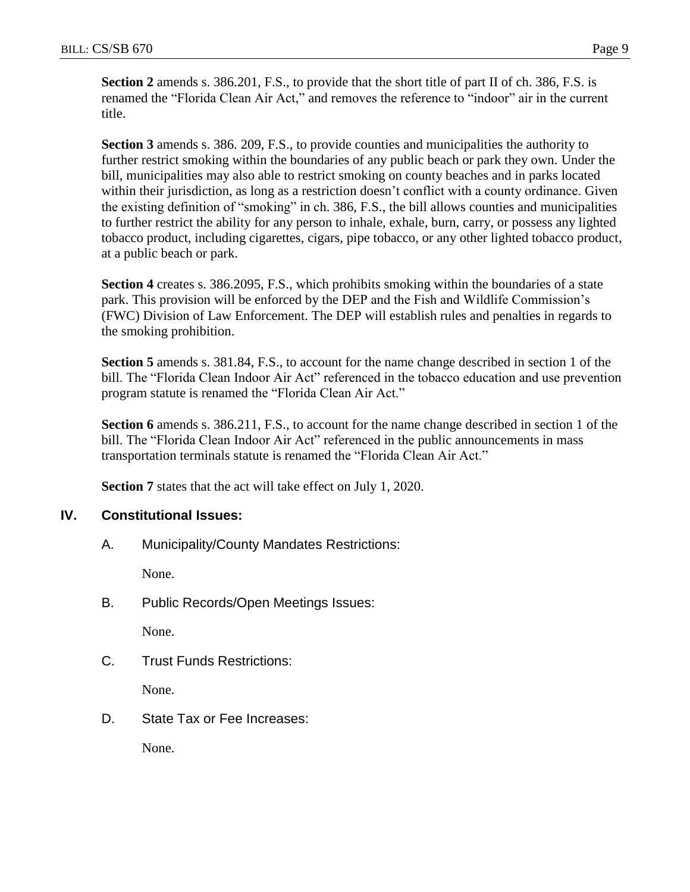**Section 2** amends s. 386.201, F.S., to provide that the short title of part II of ch. 386, F.S. is renamed the "Florida Clean Air Act," and removes the reference to "indoor" air in the current title.

**Section 3** amends s. 386. 209, F.S., to provide counties and municipalities the authority to further restrict smoking within the boundaries of any public beach or park they own. Under the bill, municipalities may also able to restrict smoking on county beaches and in parks located within their jurisdiction, as long as a restriction doesn't conflict with a county ordinance. Given the existing definition of "smoking" in ch. 386, F.S., the bill allows counties and municipalities to further restrict the ability for any person to inhale, exhale, burn, carry, or possess any lighted tobacco product, including cigarettes, cigars, pipe tobacco, or any other lighted tobacco product, at a public beach or park.

**Section 4** creates s. 386.2095, F.S., which prohibits smoking within the boundaries of a state park. This provision will be enforced by the DEP and the Fish and Wildlife Commission's (FWC) Division of Law Enforcement. The DEP will establish rules and penalties in regards to the smoking prohibition.

**Section 5** amends s. 381.84, F.S., to account for the name change described in section 1 of the bill. The "Florida Clean Indoor Air Act" referenced in the tobacco education and use prevention program statute is renamed the "Florida Clean Air Act."

**Section 6** amends s. 386.211, F.S., to account for the name change described in section 1 of the bill. The "Florida Clean Indoor Air Act" referenced in the public announcements in mass transportation terminals statute is renamed the "Florida Clean Air Act."

**Section 7** states that the act will take effect on July 1, 2020.

## IV. Constitutional Issues:

A. Municipality/County Mandates Restrictions:

None.

B. Public Records/Open Meetings Issues:

None.

C. Trust Funds Restrictions:

None.

D. State Tax or Fee Increases:

None.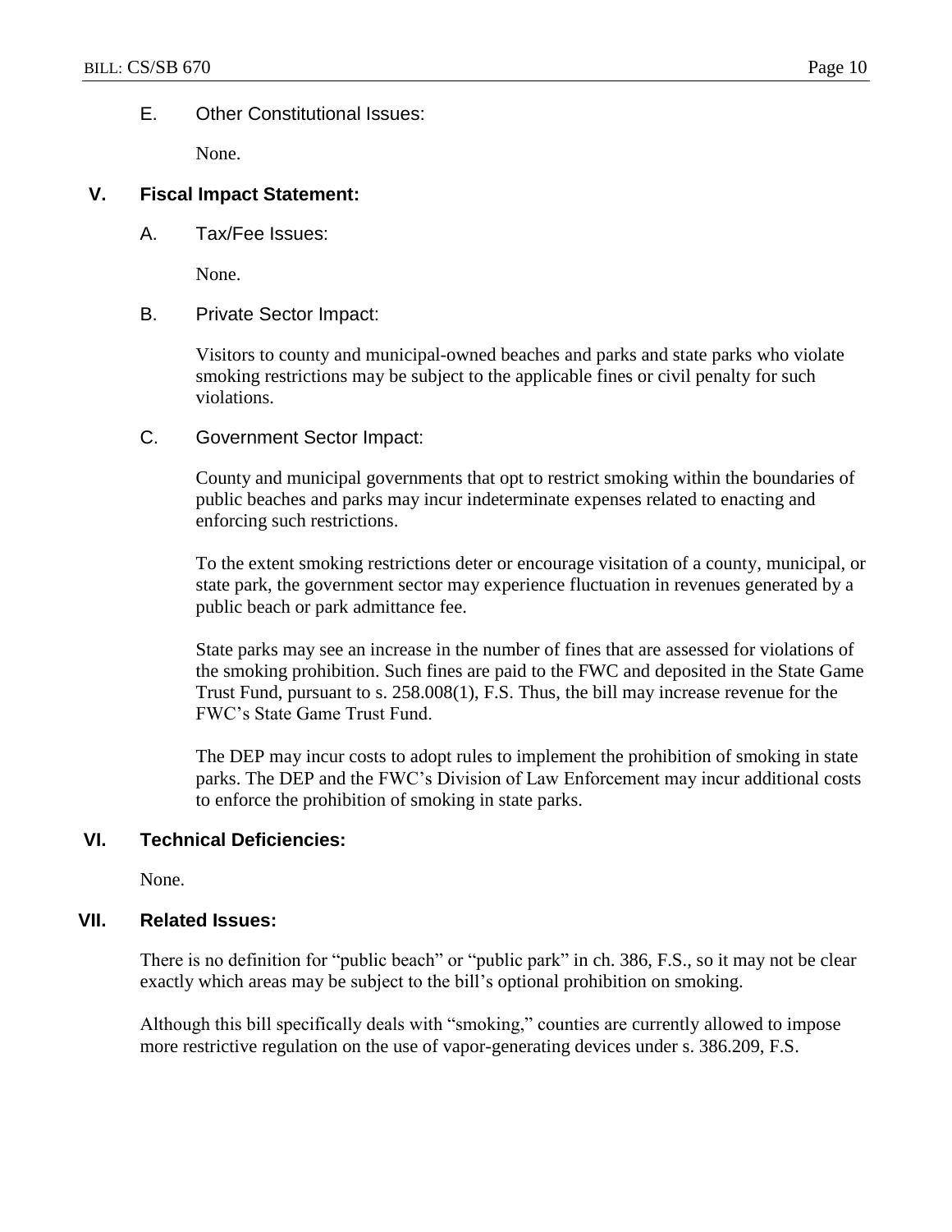### E. Other Constitutional Issues:

None.

## V. Fiscal Impact Statement:

### A. Tax/Fee Issues:

None.

### B. Private Sector Impact:

Visitors to county and municipal-owned beaches and parks and state parks who violate smoking restrictions may be subject to the applicable fines or civil penalty for such violations.

### C. Government Sector Impact:

County and municipal governments that opt to restrict smoking within the boundaries of public beaches and parks may incur indeterminate expenses related to enacting and enforcing such restrictions.

To the extent smoking restrictions deter or encourage visitation of a county, municipal, or state park, the government sector may experience fluctuation in revenues generated by a public beach or park admittance fee.

State parks may see an increase in the number of fines that are assessed for violations of the smoking prohibition. Such fines are paid to the FWC and deposited in the State Game Trust Fund, pursuant to s. 258.008(1), F.S. Thus, the bill may increase revenue for the FWC's State Game Trust Fund.

The DEP may incur costs to adopt rules to implement the prohibition of smoking in state parks. The DEP and the FWC's Division of Law Enforcement may incur additional costs to enforce the prohibition of smoking in state parks.

## VI. Technical Deficiencies:

None.

## VII. Related Issues:

There is no definition for "public beach" or "public park" in ch. 386, F.S., so it may not be clear exactly which areas may be subject to the bill's optional prohibition on smoking.

Although this bill specifically deals with "smoking," counties are currently allowed to impose more restrictive regulation on the use of vapor-generating devices under s. 386.209, F.S.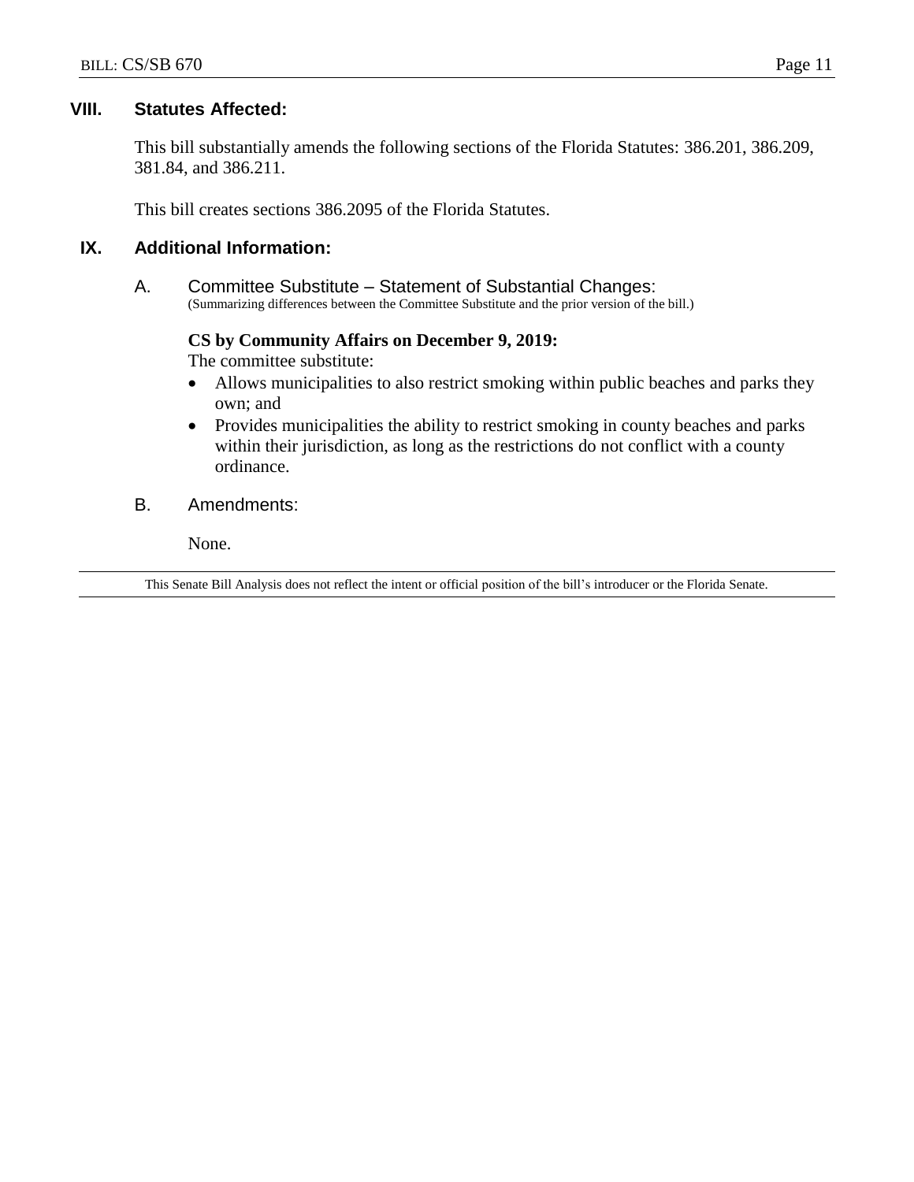## VIII. Statutes Affected:

This bill substantially amends the following sections of the Florida Statutes: 386.201, 386.209, 381.84, and 386.211.

This bill creates sections 386.2095 of the Florida Statutes.

## IX. Additional Information:

### A. Committee Substitute – Statement of Substantial Changes:

(Summarizing differences between the Committee Substitute and the prior version of the bill.)

**CS by Community Affairs on December 9, 2019:**

The committee substitute:

- Allows municipalities to also restrict smoking within public beaches and parks they own; and
- Provides municipalities the ability to restrict smoking in county beaches and parks within their jurisdiction, as long as the restrictions do not conflict with a county ordinance.

### B. Amendments:

None.

This Senate Bill Analysis does not reflect the intent or official position of the bill's introducer or the Florida Senate.